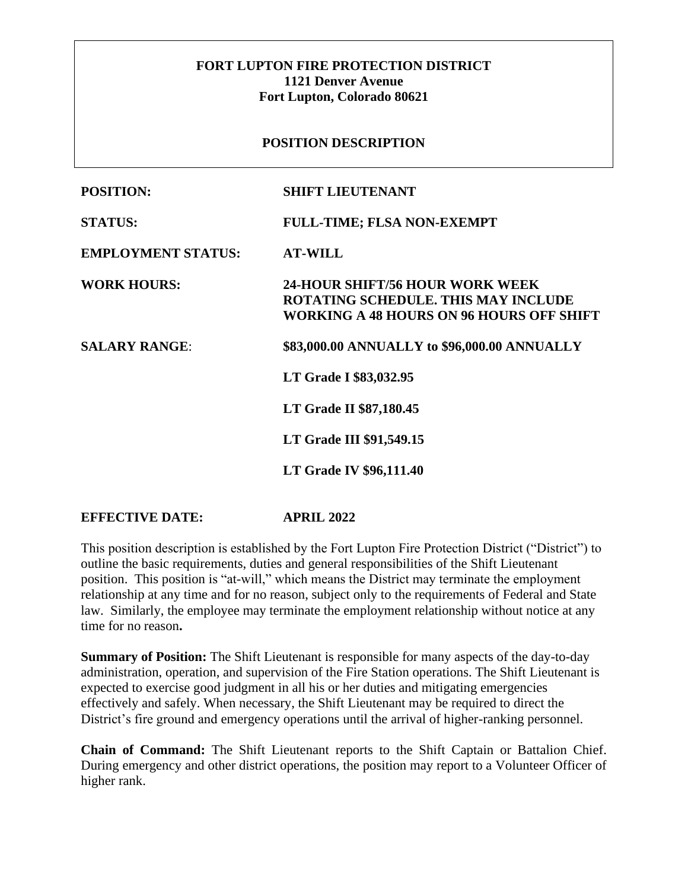**FORT LUPTON FIRE PROTECTION DISTRICT**
**1121 Denver Avenue**
**Fort Lupton, Colorado 80621**

**POSITION DESCRIPTION**

| | |
|---|---|
| **POSITION:** | **SHIFT LIEUTENANT** |
| **STATUS:** | **FULL-TIME; FLSA NON-EXEMPT** |
| **EMPLOYMENT STATUS:** | **AT-WILL** |
| **WORK HOURS:** | **24-HOUR SHIFT/56 HOUR WORK WEEK ROTATING SCHEDULE. THIS MAY INCLUDE WORKING A 48 HOURS ON 96 HOURS OFF SHIFT** |
| **SALARY RANGE:** | **$83,000.00 ANNUALLY to $96,000.00 ANNUALLY** |
| | **LT Grade I $83,032.95** |
| | **LT Grade II $87,180.45** |
| | **LT Grade III $91,549.15** |
| | **LT Grade IV $96,111.40** |
| **EFFECTIVE DATE:** | **APRIL 2022** |

This position description is established by the Fort Lupton Fire Protection District ("District") to outline the basic requirements, duties and general responsibilities of the Shift Lieutenant position. This position is "at-will," which means the District may terminate the employment relationship at any time and for no reason, subject only to the requirements of Federal and State law. Similarly, the employee may terminate the employment relationship without notice at any time for no reason**.**

**Summary of Position:** The Shift Lieutenant is responsible for many aspects of the day-to-day administration, operation, and supervision of the Fire Station operations. The Shift Lieutenant is expected to exercise good judgment in all his or her duties and mitigating emergencies effectively and safely. When necessary, the Shift Lieutenant may be required to direct the District's fire ground and emergency operations until the arrival of higher-ranking personnel.

**Chain of Command:** The Shift Lieutenant reports to the Shift Captain or Battalion Chief. During emergency and other district operations, the position may report to a Volunteer Officer of higher rank.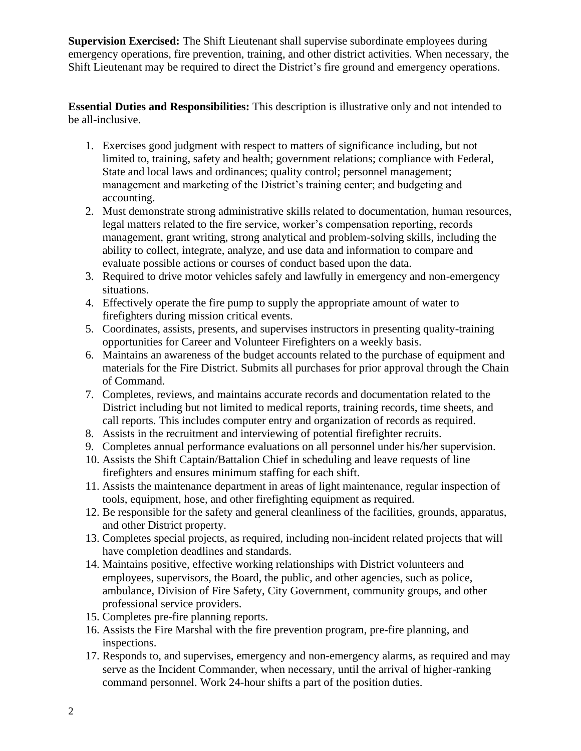**Supervision Exercised:** The Shift Lieutenant shall supervise subordinate employees during emergency operations, fire prevention, training, and other district activities. When necessary, the Shift Lieutenant may be required to direct the District's fire ground and emergency operations.

**Essential Duties and Responsibilities:** This description is illustrative only and not intended to be all-inclusive.

1. Exercises good judgment with respect to matters of significance including, but not limited to, training, safety and health; government relations; compliance with Federal, State and local laws and ordinances; quality control; personnel management; management and marketing of the District's training center; and budgeting and accounting.
2. Must demonstrate strong administrative skills related to documentation, human resources, legal matters related to the fire service, worker's compensation reporting, records management, grant writing, strong analytical and problem-solving skills, including the ability to collect, integrate, analyze, and use data and information to compare and evaluate possible actions or courses of conduct based upon the data.
3. Required to drive motor vehicles safely and lawfully in emergency and non-emergency situations.
4. Effectively operate the fire pump to supply the appropriate amount of water to firefighters during mission critical events.
5. Coordinates, assists, presents, and supervises instructors in presenting quality-training opportunities for Career and Volunteer Firefighters on a weekly basis.
6. Maintains an awareness of the budget accounts related to the purchase of equipment and materials for the Fire District. Submits all purchases for prior approval through the Chain of Command.
7. Completes, reviews, and maintains accurate records and documentation related to the District including but not limited to medical reports, training records, time sheets, and call reports. This includes computer entry and organization of records as required.
8. Assists in the recruitment and interviewing of potential firefighter recruits.
9. Completes annual performance evaluations on all personnel under his/her supervision.
10. Assists the Shift Captain/Battalion Chief in scheduling and leave requests of line firefighters and ensures minimum staffing for each shift.
11. Assists the maintenance department in areas of light maintenance, regular inspection of tools, equipment, hose, and other firefighting equipment as required.
12. Be responsible for the safety and general cleanliness of the facilities, grounds, apparatus, and other District property.
13. Completes special projects, as required, including non-incident related projects that will have completion deadlines and standards.
14. Maintains positive, effective working relationships with District volunteers and employees, supervisors, the Board, the public, and other agencies, such as police, ambulance, Division of Fire Safety, City Government, community groups, and other professional service providers.
15. Completes pre-fire planning reports.
16. Assists the Fire Marshal with the fire prevention program, pre-fire planning, and inspections.
17. Responds to, and supervises, emergency and non-emergency alarms, as required and may serve as the Incident Commander, when necessary, until the arrival of higher-ranking command personnel. Work 24-hour shifts a part of the position duties.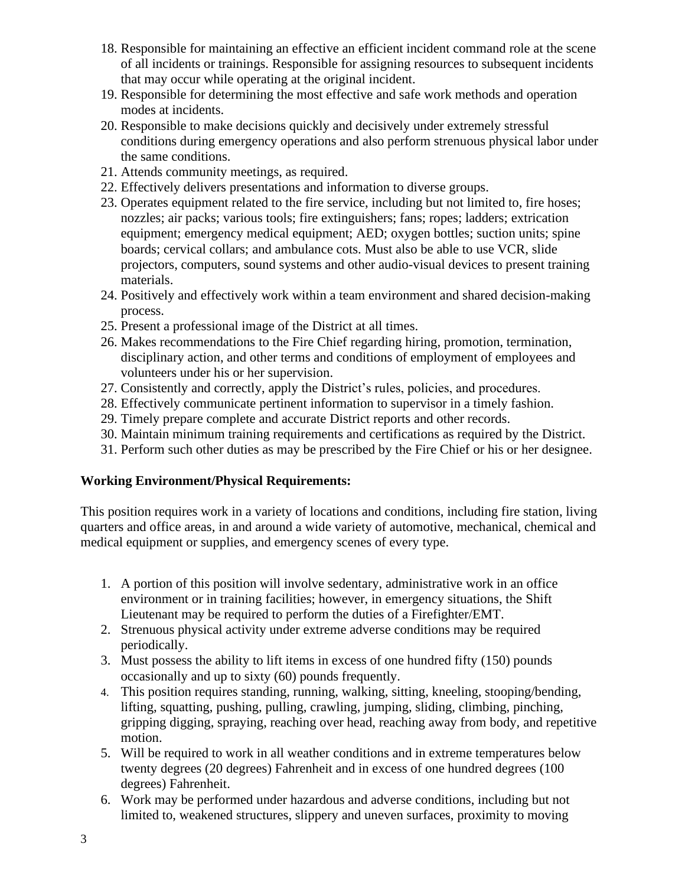18. Responsible for maintaining an effective an efficient incident command role at the scene of all incidents or trainings. Responsible for assigning resources to subsequent incidents that may occur while operating at the original incident.
19. Responsible for determining the most effective and safe work methods and operation modes at incidents.
20. Responsible to make decisions quickly and decisively under extremely stressful conditions during emergency operations and also perform strenuous physical labor under the same conditions.
21. Attends community meetings, as required.
22. Effectively delivers presentations and information to diverse groups.
23. Operates equipment related to the fire service, including but not limited to, fire hoses; nozzles; air packs; various tools; fire extinguishers; fans; ropes; ladders; extrication equipment; emergency medical equipment; AED; oxygen bottles; suction units; spine boards; cervical collars; and ambulance cots. Must also be able to use VCR, slide projectors, computers, sound systems and other audio-visual devices to present training materials.
24. Positively and effectively work within a team environment and shared decision-making process.
25. Present a professional image of the District at all times.
26. Makes recommendations to the Fire Chief regarding hiring, promotion, termination, disciplinary action, and other terms and conditions of employment of employees and volunteers under his or her supervision.
27. Consistently and correctly, apply the District's rules, policies, and procedures.
28. Effectively communicate pertinent information to supervisor in a timely fashion.
29. Timely prepare complete and accurate District reports and other records.
30. Maintain minimum training requirements and certifications as required by the District.
31. Perform such other duties as may be prescribed by the Fire Chief or his or her designee.

**Working Environment/Physical Requirements:**

This position requires work in a variety of locations and conditions, including fire station, living quarters and office areas, in and around a wide variety of automotive, mechanical, chemical and medical equipment or supplies, and emergency scenes of every type.

1. A portion of this position will involve sedentary, administrative work in an office environment or in training facilities; however, in emergency situations, the Shift Lieutenant may be required to perform the duties of a Firefighter/EMT.
2. Strenuous physical activity under extreme adverse conditions may be required periodically.
3. Must possess the ability to lift items in excess of one hundred fifty (150) pounds occasionally and up to sixty (60) pounds frequently.
4. This position requires standing, running, walking, sitting, kneeling, stooping/bending, lifting, squatting, pushing, pulling, crawling, jumping, sliding, climbing, pinching, gripping digging, spraying, reaching over head, reaching away from body, and repetitive motion.
5. Will be required to work in all weather conditions and in extreme temperatures below twenty degrees (20 degrees) Fahrenheit and in excess of one hundred degrees (100 degrees) Fahrenheit.
6. Work may be performed under hazardous and adverse conditions, including but not limited to, weakened structures, slippery and uneven surfaces, proximity to moving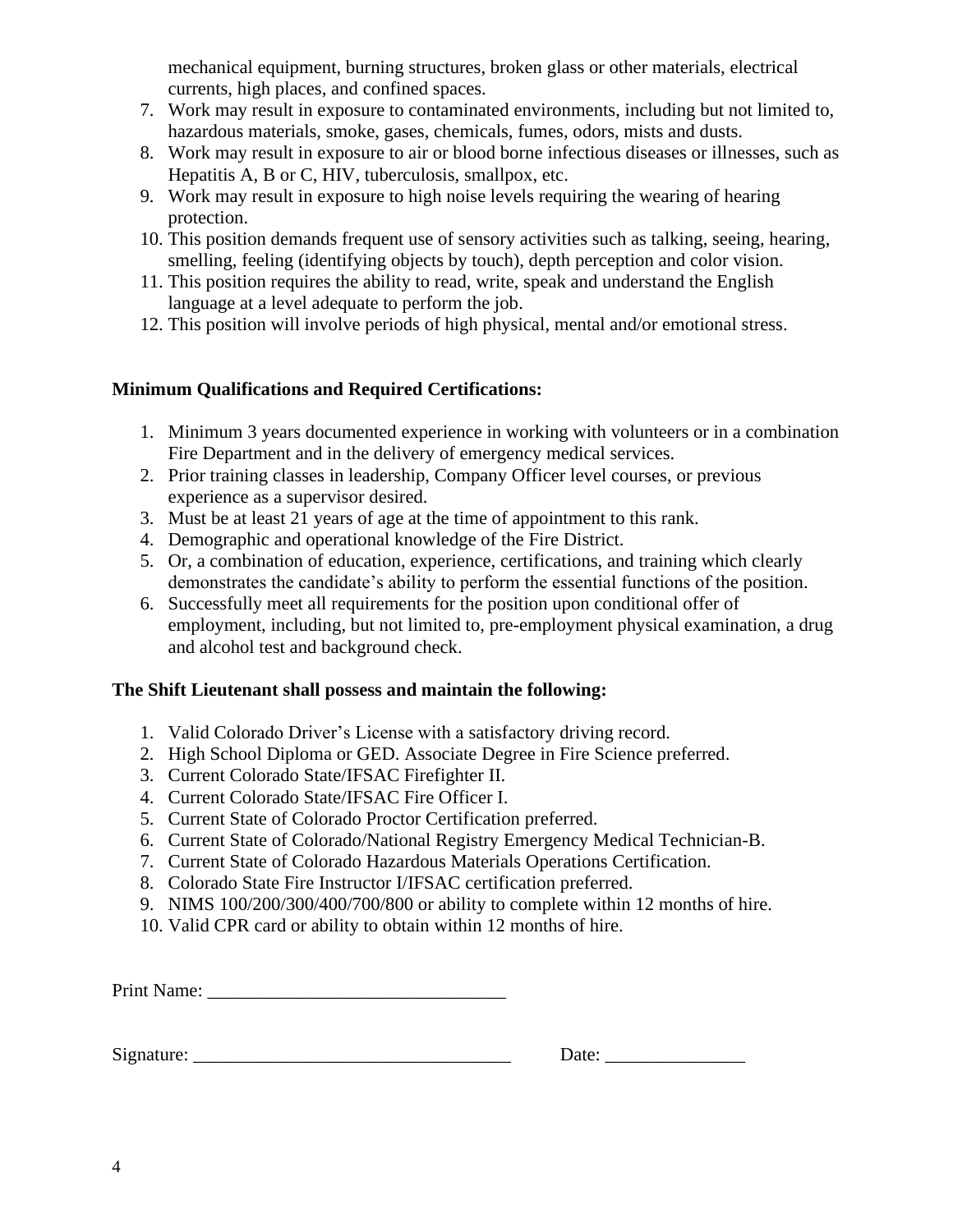mechanical equipment, burning structures, broken glass or other materials, electrical currents, high places, and confined spaces.

7. Work may result in exposure to contaminated environments, including but not limited to, hazardous materials, smoke, gases, chemicals, fumes, odors, mists and dusts.
8. Work may result in exposure to air or blood borne infectious diseases or illnesses, such as Hepatitis A, B or C, HIV, tuberculosis, smallpox, etc.
9. Work may result in exposure to high noise levels requiring the wearing of hearing protection.
10. This position demands frequent use of sensory activities such as talking, seeing, hearing, smelling, feeling (identifying objects by touch), depth perception and color vision.
11. This position requires the ability to read, write, speak and understand the English language at a level adequate to perform the job.
12. This position will involve periods of high physical, mental and/or emotional stress.

**Minimum Qualifications and Required Certifications:**

1. Minimum 3 years documented experience in working with volunteers or in a combination Fire Department and in the delivery of emergency medical services.
2. Prior training classes in leadership, Company Officer level courses, or previous experience as a supervisor desired.
3. Must be at least 21 years of age at the time of appointment to this rank.
4. Demographic and operational knowledge of the Fire District.
5. Or, a combination of education, experience, certifications, and training which clearly demonstrates the candidate's ability to perform the essential functions of the position.
6. Successfully meet all requirements for the position upon conditional offer of employment, including, but not limited to, pre-employment physical examination, a drug and alcohol test and background check.

**The Shift Lieutenant shall possess and maintain the following:**

1. Valid Colorado Driver's License with a satisfactory driving record.
2. High School Diploma or GED. Associate Degree in Fire Science preferred.
3. Current Colorado State/IFSAC Firefighter II.
4. Current Colorado State/IFSAC Fire Officer I.
5. Current State of Colorado Proctor Certification preferred.
6. Current State of Colorado/National Registry Emergency Medical Technician-B.
7. Current State of Colorado Hazardous Materials Operations Certification.
8. Colorado State Fire Instructor I/IFSAC certification preferred.
9. NIMS 100/200/300/400/700/800 or ability to complete within 12 months of hire.
10. Valid CPR card or ability to obtain within 12 months of hire.

Print Name: ________________________________

Signature: __________________________________ Date: _______________